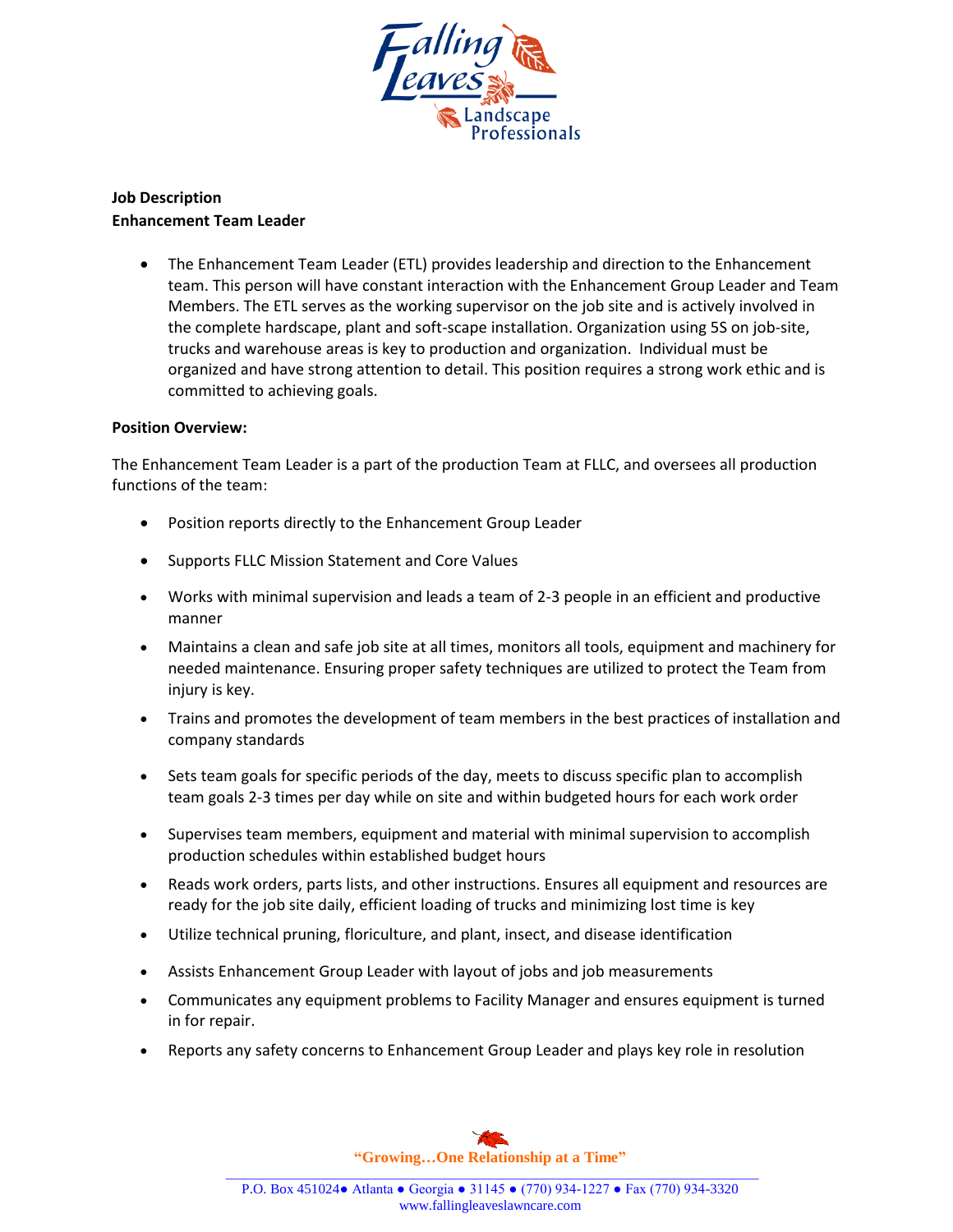# Falling Leaves Landscape Professionals

**Job Description**
**Enhancement Team Leader**

- The Enhancement Team Leader (ETL) provides leadership and direction to the Enhancement team. This person will have constant interaction with the Enhancement Group Leader and Team Members. The ETL serves as the working supervisor on the job site and is actively involved in the complete hardscape, plant and soft-scape installation. Organization using 5S on job-site, trucks and warehouse areas is key to production and organization. Individual must be organized and have strong attention to detail. This position requires a strong work ethic and is committed to achieving goals.

**Position Overview:**

The Enhancement Team Leader is a part of the production Team at FLLC, and oversees all production functions of the team:

- Position reports directly to the Enhancement Group Leader
- Supports FLLC Mission Statement and Core Values
- Works with minimal supervision and leads a team of 2-3 people in an efficient and productive manner
- Maintains a clean and safe job site at all times, monitors all tools, equipment and machinery for needed maintenance. Ensuring proper safety techniques are utilized to protect the Team from injury is key.
- Trains and promotes the development of team members in the best practices of installation and company standards
- Sets team goals for specific periods of the day, meets to discuss specific plan to accomplish team goals 2-3 times per day while on site and within budgeted hours for each work order
- Supervises team members, equipment and material with minimal supervision to accomplish production schedules within established budget hours
- Reads work orders, parts lists, and other instructions. Ensures all equipment and resources are ready for the job site daily, efficient loading of trucks and minimizing lost time is key
- Utilize technical pruning, floriculture, and plant, insect, and disease identification
- Assists Enhancement Group Leader with layout of jobs and job measurements
- Communicates any equipment problems to Facility Manager and ensures equipment is turned in for repair.
- Reports any safety concerns to Enhancement Group Leader and plays key role in resolution

**"Growing…One Relationship at a Time"**

P.O. Box 451024● Atlanta ● Georgia ● 31145 ● (770) 934-1227 ● Fax (770) 934-3320
www.fallingleaveslawncare.com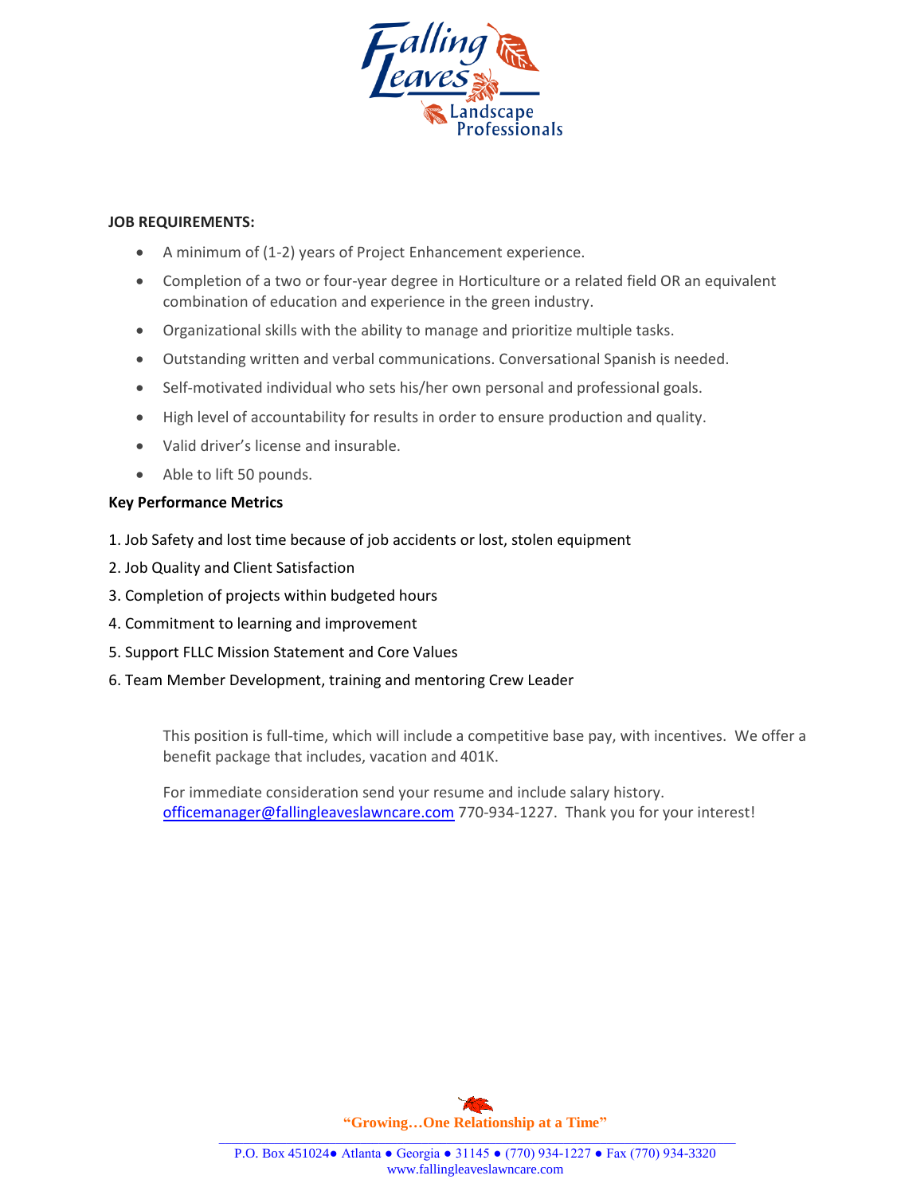**JOB REQUIREMENTS:**

- A minimum of (1-2) years of Project Enhancement experience.
- Completion of a two or four-year degree in Horticulture or a related field OR an equivalent combination of education and experience in the green industry.
- Organizational skills with the ability to manage and prioritize multiple tasks.
- Outstanding written and verbal communications. Conversational Spanish is needed.
- Self-motivated individual who sets his/her own personal and professional goals.
- High level of accountability for results in order to ensure production and quality.
- Valid driver's license and insurable.
- Able to lift 50 pounds.

**Key Performance Metrics**

1. Job Safety and lost time because of job accidents or lost, stolen equipment
2. Job Quality and Client Satisfaction
3. Completion of projects within budgeted hours
4. Commitment to learning and improvement
5. Support FLLC Mission Statement and Core Values
6. Team Member Development, training and mentoring Crew Leader

This position is full-time, which will include a competitive base pay, with incentives. We offer a benefit package that includes, vacation and 401K.

For immediate consideration send your resume and include salary history. officemanager@fallingleaveslawncare.com 770-934-1227. Thank you for your interest!

**"Growing…One Relationship at a Time"**

P.O. Box 451024● Atlanta ● Georgia ● 31145 ● (770) 934-1227 ● Fax (770) 934-3320
www.fallingleaveslawncare.com